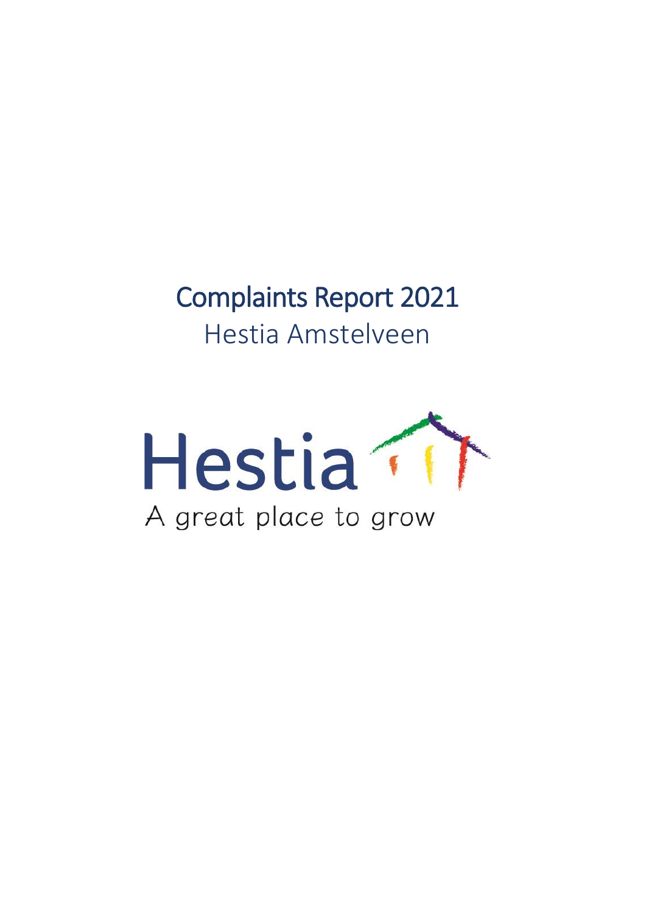# Complaints Report 2021

Hestia Amstelveen

Hestia

A great place to grow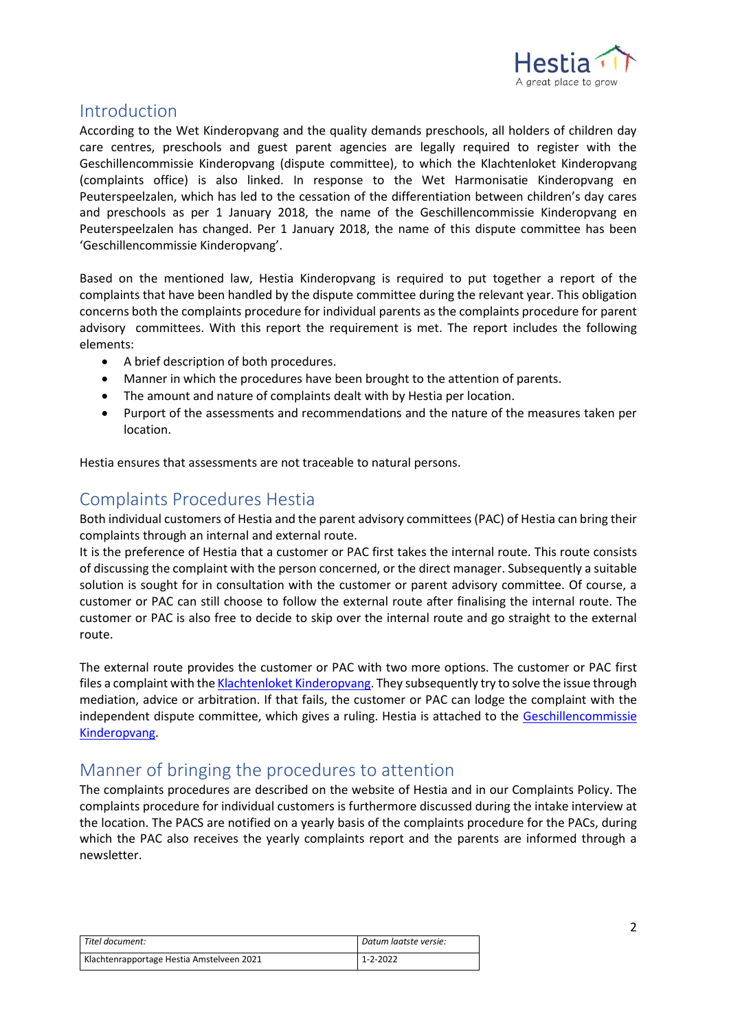## Introduction

According to the Wet Kinderopvang and the quality demands preschools, all holders of children day care centres, preschools and guest parent agencies are legally required to register with the Geschillencommissie Kinderopvang (dispute committee), to which the Klachtenloket Kinderopvang (complaints office) is also linked. In response to the Wet Harmonisatie Kinderopvang en Peuterspeelzalen, which has led to the cessation of the differentiation between children's day cares and preschools as per 1 January 2018, the name of the Geschillencommissie Kinderopvang en Peuterspeelzalen has changed. Per 1 January 2018, the name of this dispute committee has been 'Geschillencommissie Kinderopvang'.

Based on the mentioned law, Hestia Kinderopvang is required to put together a report of the complaints that have been handled by the dispute committee during the relevant year. This obligation concerns both the complaints procedure for individual parents as the complaints procedure for parent advisory committees. With this report the requirement is met. The report includes the following elements:

- A brief description of both procedures.
- Manner in which the procedures have been brought to the attention of parents.
- The amount and nature of complaints dealt with by Hestia per location.
- Purport of the assessments and recommendations and the nature of the measures taken per location.

Hestia ensures that assessments are not traceable to natural persons.

## Complaints Procedures Hestia

Both individual customers of Hestia and the parent advisory committees (PAC) of Hestia can bring their complaints through an internal and external route.
It is the preference of Hestia that a customer or PAC first takes the internal route. This route consists of discussing the complaint with the person concerned, or the direct manager. Subsequently a suitable solution is sought for in consultation with the customer or parent advisory committee. Of course, a customer or PAC can still choose to follow the external route after finalising the internal route. The customer or PAC is also free to decide to skip over the internal route and go straight to the external route.

The external route provides the customer or PAC with two more options. The customer or PAC first files a complaint with the Klachtenloket Kinderopvang. They subsequently try to solve the issue through mediation, advice or arbitration. If that fails, the customer or PAC can lodge the complaint with the independent dispute committee, which gives a ruling. Hestia is attached to the Geschillencommissie Kinderopvang.

## Manner of bringing the procedures to attention

The complaints procedures are described on the website of Hestia and in our Complaints Policy. The complaints procedure for individual customers is furthermore discussed during the intake interview at the location. The PACS are notified on a yearly basis of the complaints procedure for the PACs, during which the PAC also receives the yearly complaints report and the parents are informed through a newsletter.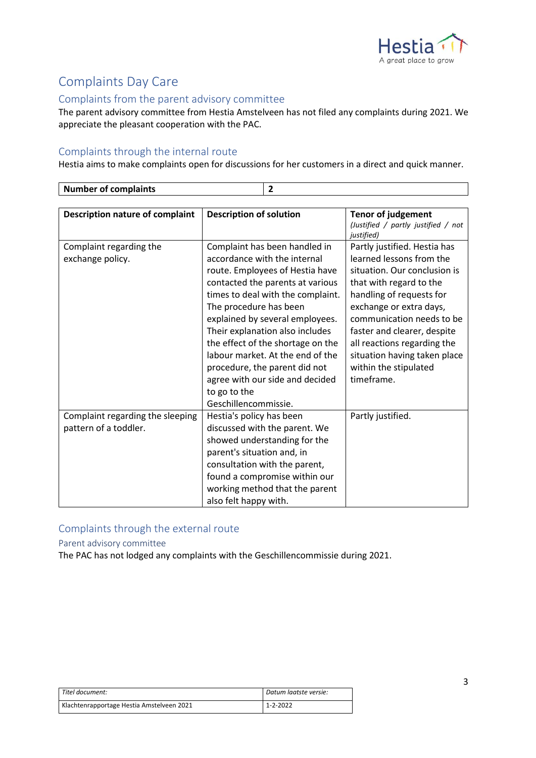# Complaints Day Care

## Complaints from the parent advisory committee

The parent advisory committee from Hestia Amstelveen has not filed any complaints during 2021. We appreciate the pleasant cooperation with the PAC.

## Complaints through the internal route

Hestia aims to make complaints open for discussions for her customers in a direct and quick manner.

| **Number of complaints** | **2** |
|---|---|

| **Description nature of complaint** | **Description of solution** | **Tenor of judgement** *(Justified / partly justified / not justified)* |
|---|---|---|
| Complaint regarding the exchange policy. | Complaint has been handled in accordance with the internal route. Employees of Hestia have contacted the parents at various times to deal with the complaint. The procedure has been explained by several employees. Their explanation also includes the effect of the shortage on the labour market. At the end of the procedure, the parent did not agree with our side and decided to go to the Geschillencommissie. | Partly justified. Hestia has learned lessons from the situation. Our conclusion is that with regard to the handling of requests for exchange or extra days, communication needs to be faster and clearer, despite all reactions regarding the situation having taken place within the stipulated timeframe. |
| Complaint regarding the sleeping pattern of a toddler. | Hestia's policy has been discussed with the parent. We showed understanding for the parent's situation and, in consultation with the parent, found a compromise within our working method that the parent also felt happy with. | Partly justified. |

## Complaints through the external route

### Parent advisory committee

The PAC has not lodged any complaints with the Geschillencommissie during 2021.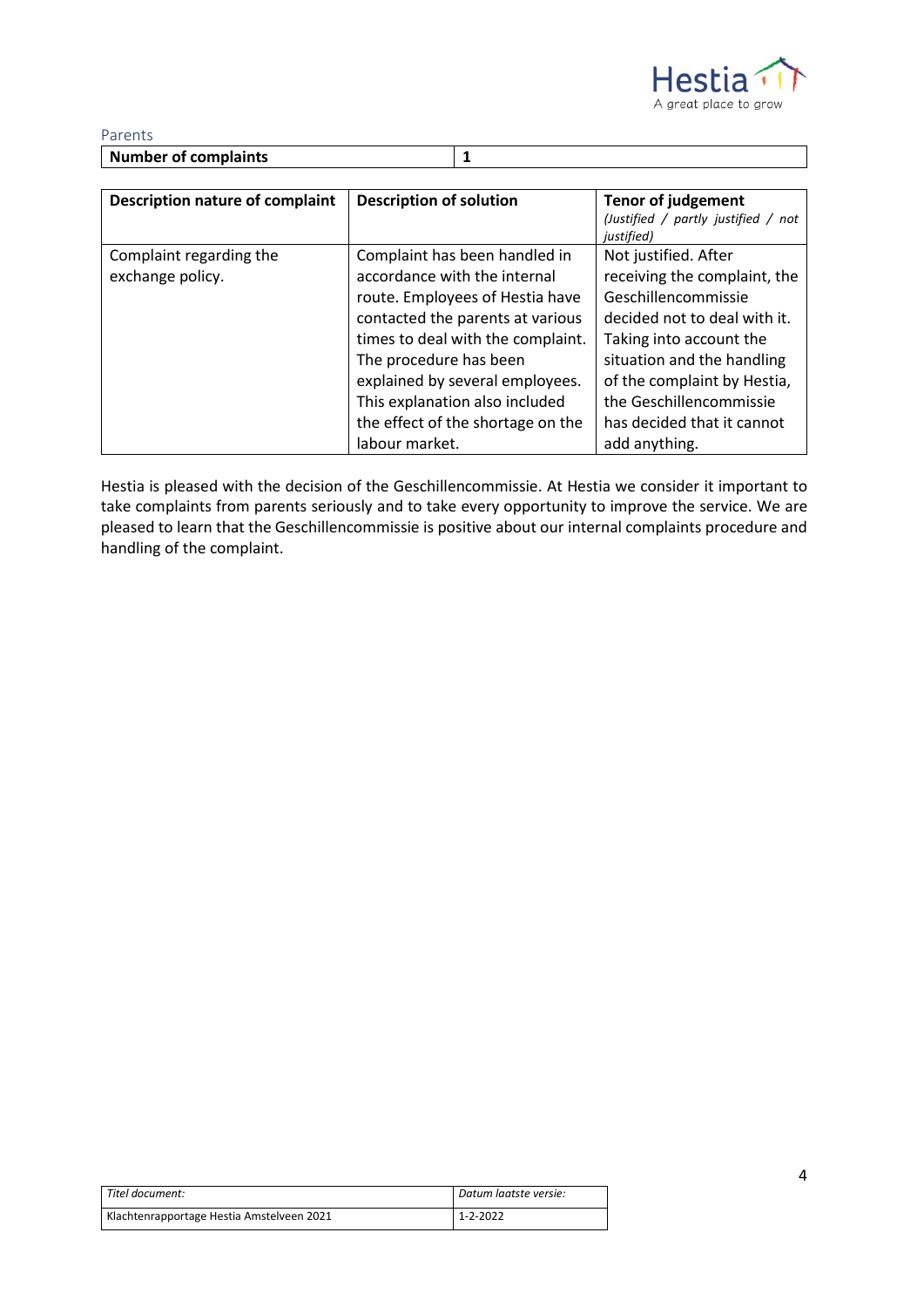Parents

| Number of complaints | 1 |
|---|---|

| Description nature of complaint | Description of solution | Tenor of judgement *(Justified / partly justified / not justified)* |
|---|---|---|
| Complaint regarding the exchange policy. | Complaint has been handled in accordance with the internal route. Employees of Hestia have contacted the parents at various times to deal with the complaint. The procedure has been explained by several employees. This explanation also included the effect of the shortage on the labour market. | Not justified. After receiving the complaint, the Geschillencommissie decided not to deal with it. Taking into account the situation and the handling of the complaint by Hestia, the Geschillencommissie has decided that it cannot add anything. |

Hestia is pleased with the decision of the Geschillencommissie. At Hestia we consider it important to take complaints from parents seriously and to take every opportunity to improve the service. We are pleased to learn that the Geschillencommissie is positive about our internal complaints procedure and handling of the complaint.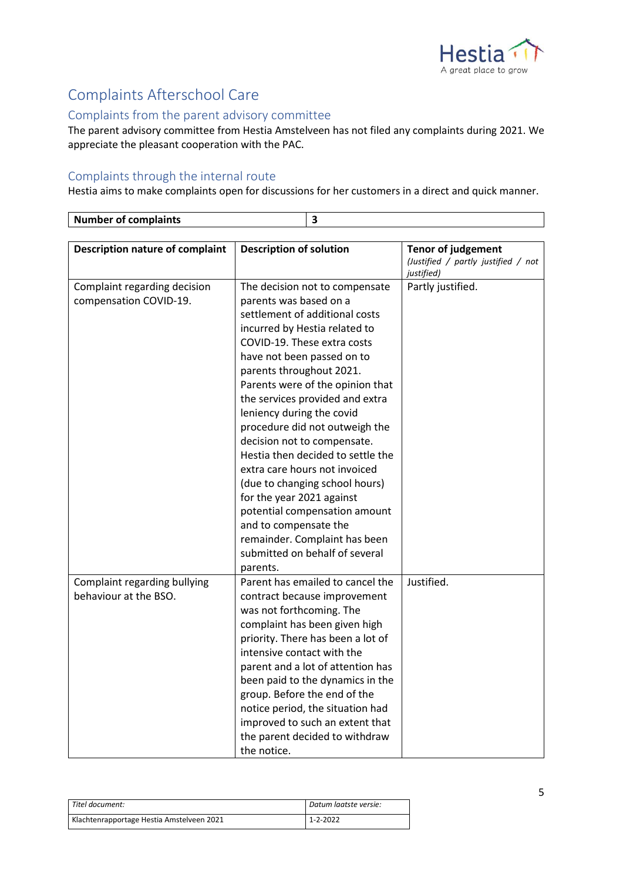# Complaints Afterschool Care

## Complaints from the parent advisory committee

The parent advisory committee from Hestia Amstelveen has not filed any complaints during 2021. We appreciate the pleasant cooperation with the PAC.

## Complaints through the internal route

Hestia aims to make complaints open for discussions for her customers in a direct and quick manner.

| **Number of complaints** | **3** |
|---|---|

| **Description nature of complaint** | **Description of solution** | **Tenor of judgement** *(Justified / partly justified / not justified)* |
|---|---|---|
| Complaint regarding decision compensation COVID-19. | The decision not to compensate parents was based on a settlement of additional costs incurred by Hestia related to COVID-19. These extra costs have not been passed on to parents throughout 2021. Parents were of the opinion that the services provided and extra leniency during the covid procedure did not outweigh the decision not to compensate. Hestia then decided to settle the extra care hours not invoiced (due to changing school hours) for the year 2021 against potential compensation amount and to compensate the remainder. Complaint has been submitted on behalf of several parents. | Partly justified. |
| Complaint regarding bullying behaviour at the BSO. | Parent has emailed to cancel the contract because improvement was not forthcoming. The complaint has been given high priority. There has been a lot of intensive contact with the parent and a lot of attention has been paid to the dynamics in the group. Before the end of the notice period, the situation had improved to such an extent that the parent decided to withdraw the notice. | Justified. |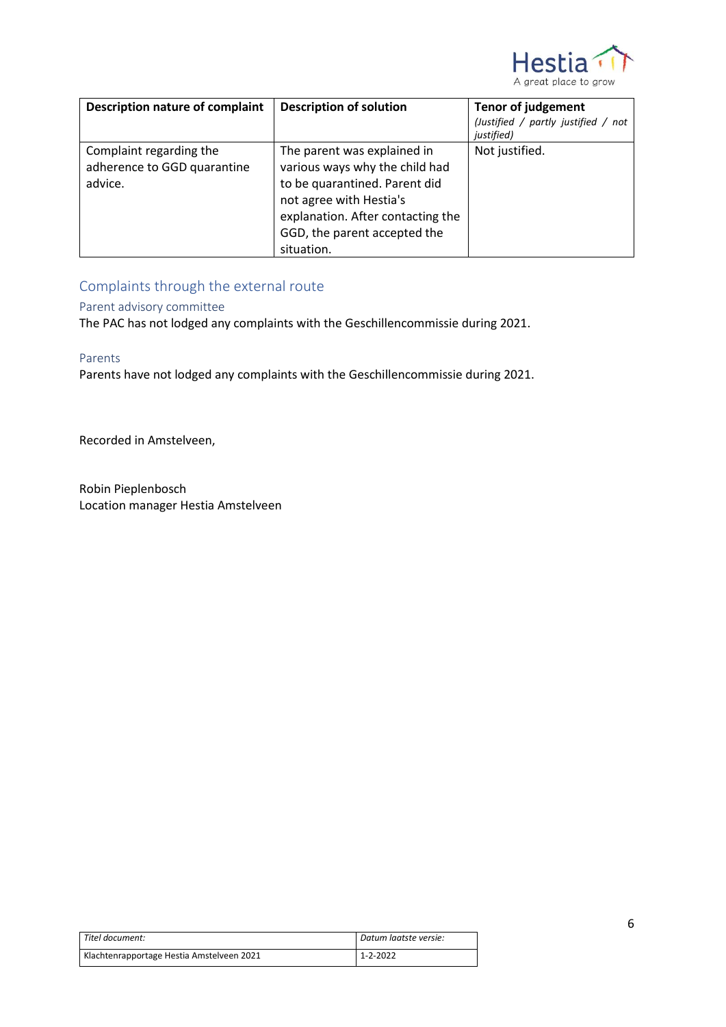| Description nature of complaint | Description of solution | Tenor of judgement *(Justified / partly justified / not justified)* |
|---|---|---|
| Complaint regarding the adherence to GGD quarantine advice. | The parent was explained in various ways why the child had to be quarantined. Parent did not agree with Hestia's explanation. After contacting the GGD, the parent accepted the situation. | Not justified. |

## Complaints through the external route

### Parent advisory committee

The PAC has not lodged any complaints with the Geschillencommissie during 2021.

### Parents

Parents have not lodged any complaints with the Geschillencommissie during 2021.

Recorded in Amstelveen,

Robin Pieplenbosch
Location manager Hestia Amstelveen